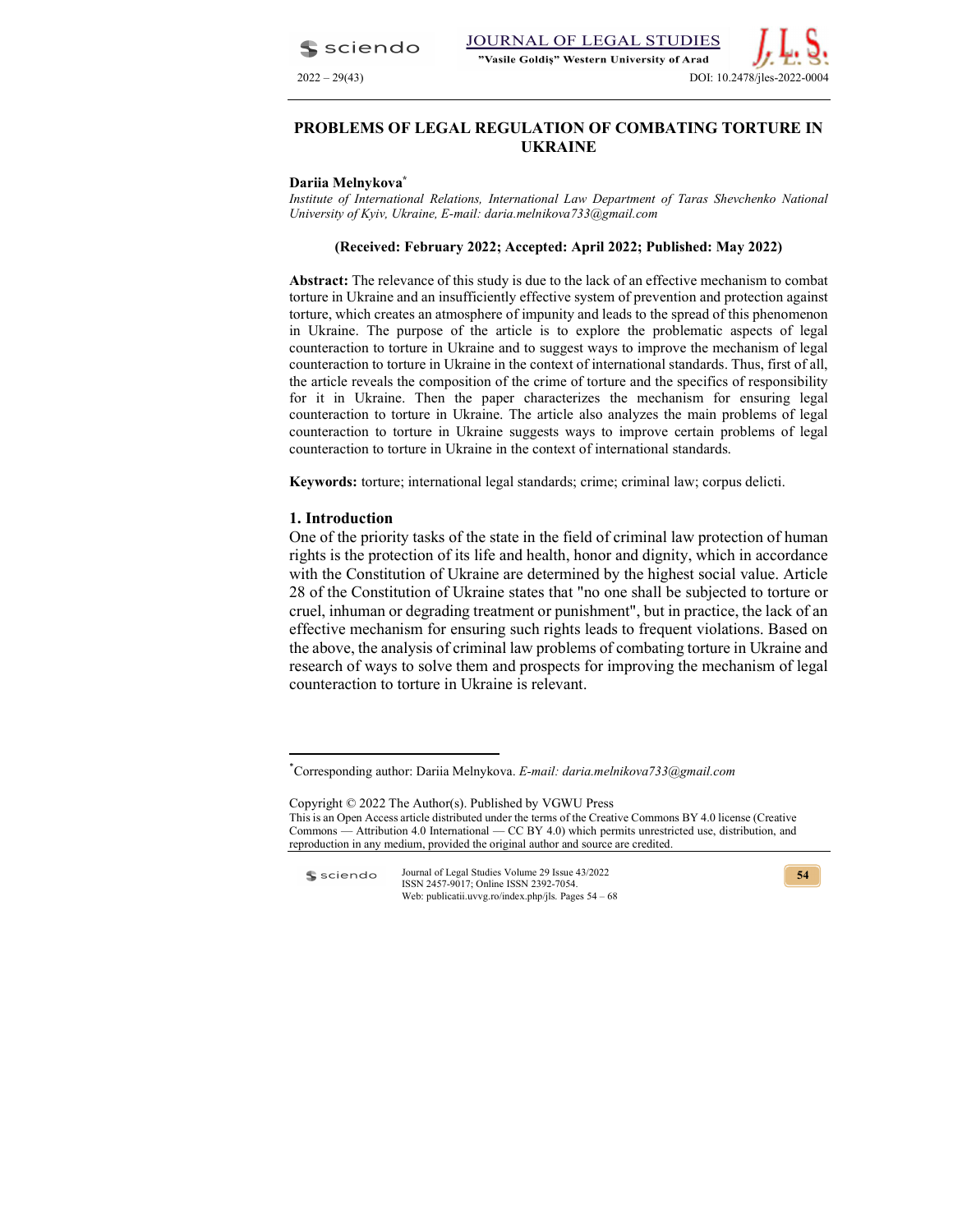# PROBLEMS OF LEGAL REGULATION OF COMBATING TORTURE IN UKRAINE

**Dariia Melnykova[*]**

*Institute of International Relations, International Law Department of Taras Shevchenko National University of Kyiv, Ukraine, E-mail: daria.melnikova733@gmail.com*

**(Received: February 2022; Accepted: April 2022; Published: May 2022)**

**Abstract:** The relevance of this study is due to the lack of an effective mechanism to combat torture in Ukraine and an insufficiently effective system of prevention and protection against torture, which creates an atmosphere of impunity and leads to the spread of this phenomenon in Ukraine. The purpose of the article is to explore the problematic aspects of legal counteraction to torture in Ukraine and to suggest ways to improve the mechanism of legal counteraction to torture in Ukraine in the context of international standards. Thus, first of all, the article reveals the composition of the crime of torture and the specifics of responsibility for it in Ukraine. Then the paper characterizes the mechanism for ensuring legal counteraction to torture in Ukraine. The article also analyzes the main problems of legal counteraction to torture in Ukraine suggests ways to improve certain problems of legal counteraction to torture in Ukraine in the context of international standards.

**Keywords:** torture; international legal standards; crime; criminal law; corpus delicti.

## 1. Introduction

One of the priority tasks of the state in the field of criminal law protection of human rights is the protection of its life and health, honor and dignity, which in accordance with the Constitution of Ukraine are determined by the highest social value. Article 28 of the Constitution of Ukraine states that "no one shall be subjected to torture or cruel, inhuman or degrading treatment or punishment", but in practice, the lack of an effective mechanism for ensuring such rights leads to frequent violations. Based on the above, the analysis of criminal law problems of combating torture in Ukraine and research of ways to solve them and prospects for improving the mechanism of legal counteraction to torture in Ukraine is relevant.

---

[*]Corresponding author: Dariia Melnykova. *E-mail: daria.melnikova733@gmail.com*

Copyright © 2022 The Author(s). Published by VGWU Press
This is an Open Access article distributed under the terms of the Creative Commons BY 4.0 license (Creative Commons — Attribution 4.0 International — CC BY 4.0) which permits unrestricted use, distribution, and reproduction in any medium, provided the original author and source are credited.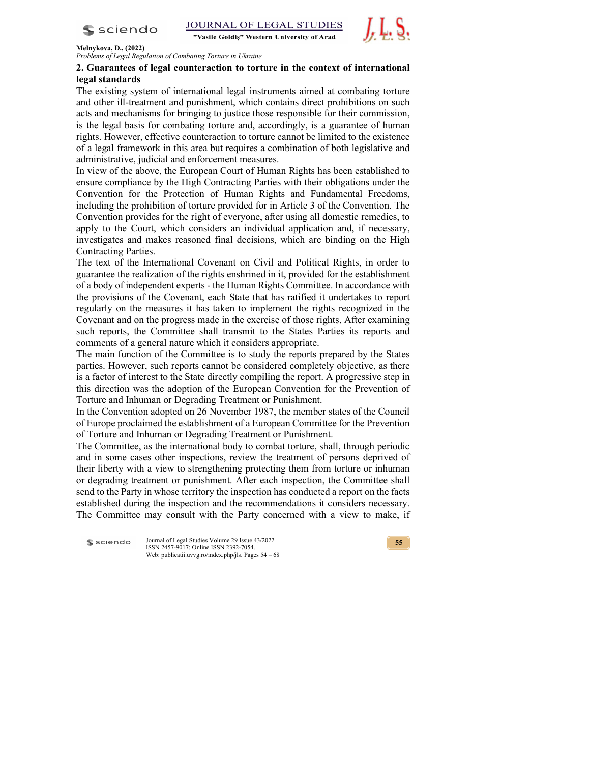## 2. Guarantees of legal counteraction to torture in the context of international legal standards

The existing system of international legal instruments aimed at combating torture and other ill-treatment and punishment, which contains direct prohibitions on such acts and mechanisms for bringing to justice those responsible for their commission, is the legal basis for combating torture and, accordingly, is a guarantee of human rights. However, effective counteraction to torture cannot be limited to the existence of a legal framework in this area but requires a combination of both legislative and administrative, judicial and enforcement measures.

In view of the above, the European Court of Human Rights has been established to ensure compliance by the High Contracting Parties with their obligations under the Convention for the Protection of Human Rights and Fundamental Freedoms, including the prohibition of torture provided for in Article 3 of the Convention. The Convention provides for the right of everyone, after using all domestic remedies, to apply to the Court, which considers an individual application and, if necessary, investigates and makes reasoned final decisions, which are binding on the High Contracting Parties.

The text of the International Covenant on Civil and Political Rights, in order to guarantee the realization of the rights enshrined in it, provided for the establishment of a body of independent experts - the Human Rights Committee. In accordance with the provisions of the Covenant, each State that has ratified it undertakes to report regularly on the measures it has taken to implement the rights recognized in the Covenant and on the progress made in the exercise of those rights. After examining such reports, the Committee shall transmit to the States Parties its reports and comments of a general nature which it considers appropriate.

The main function of the Committee is to study the reports prepared by the States parties. However, such reports cannot be considered completely objective, as there is a factor of interest to the State directly compiling the report. A progressive step in this direction was the adoption of the European Convention for the Prevention of Torture and Inhuman or Degrading Treatment or Punishment.

In the Convention adopted on 26 November 1987, the member states of the Council of Europe proclaimed the establishment of a European Committee for the Prevention of Torture and Inhuman or Degrading Treatment or Punishment.

The Committee, as the international body to combat torture, shall, through periodic and in some cases other inspections, review the treatment of persons deprived of their liberty with a view to strengthening protecting them from torture or inhuman or degrading treatment or punishment. After each inspection, the Committee shall send to the Party in whose territory the inspection has conducted a report on the facts established during the inspection and the recommendations it considers necessary. The Committee may consult with the Party concerned with a view to make, if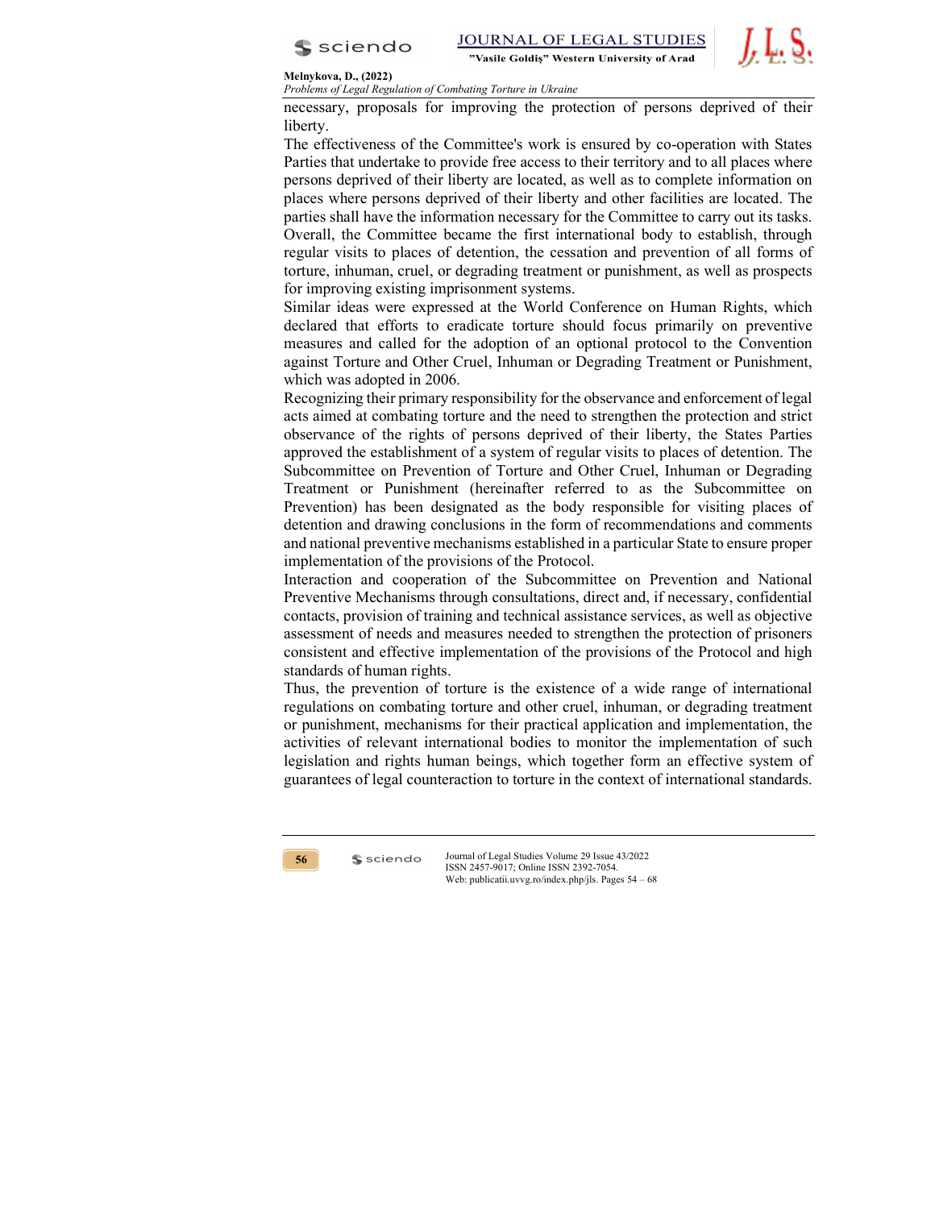necessary, proposals for improving the protection of persons deprived of their liberty.

The effectiveness of the Committee's work is ensured by co-operation with States Parties that undertake to provide free access to their territory and to all places where persons deprived of their liberty are located, as well as to complete information on places where persons deprived of their liberty and other facilities are located. The parties shall have the information necessary for the Committee to carry out its tasks. Overall, the Committee became the first international body to establish, through regular visits to places of detention, the cessation and prevention of all forms of torture, inhuman, cruel, or degrading treatment or punishment, as well as prospects for improving existing imprisonment systems.

Similar ideas were expressed at the World Conference on Human Rights, which declared that efforts to eradicate torture should focus primarily on preventive measures and called for the adoption of an optional protocol to the Convention against Torture and Other Cruel, Inhuman or Degrading Treatment or Punishment, which was adopted in 2006.

Recognizing their primary responsibility for the observance and enforcement of legal acts aimed at combating torture and the need to strengthen the protection and strict observance of the rights of persons deprived of their liberty, the States Parties approved the establishment of a system of regular visits to places of detention. The Subcommittee on Prevention of Torture and Other Cruel, Inhuman or Degrading Treatment or Punishment (hereinafter referred to as the Subcommittee on Prevention) has been designated as the body responsible for visiting places of detention and drawing conclusions in the form of recommendations and comments and national preventive mechanisms established in a particular State to ensure proper implementation of the provisions of the Protocol.

Interaction and cooperation of the Subcommittee on Prevention and National Preventive Mechanisms through consultations, direct and, if necessary, confidential contacts, provision of training and technical assistance services, as well as objective assessment of needs and measures needed to strengthen the protection of prisoners consistent and effective implementation of the provisions of the Protocol and high standards of human rights.

Thus, the prevention of torture is the existence of a wide range of international regulations on combating torture and other cruel, inhuman, or degrading treatment or punishment, mechanisms for their practical application and implementation, the activities of relevant international bodies to monitor the implementation of such legislation and rights human beings, which together form an effective system of guarantees of legal counteraction to torture in the context of international standards.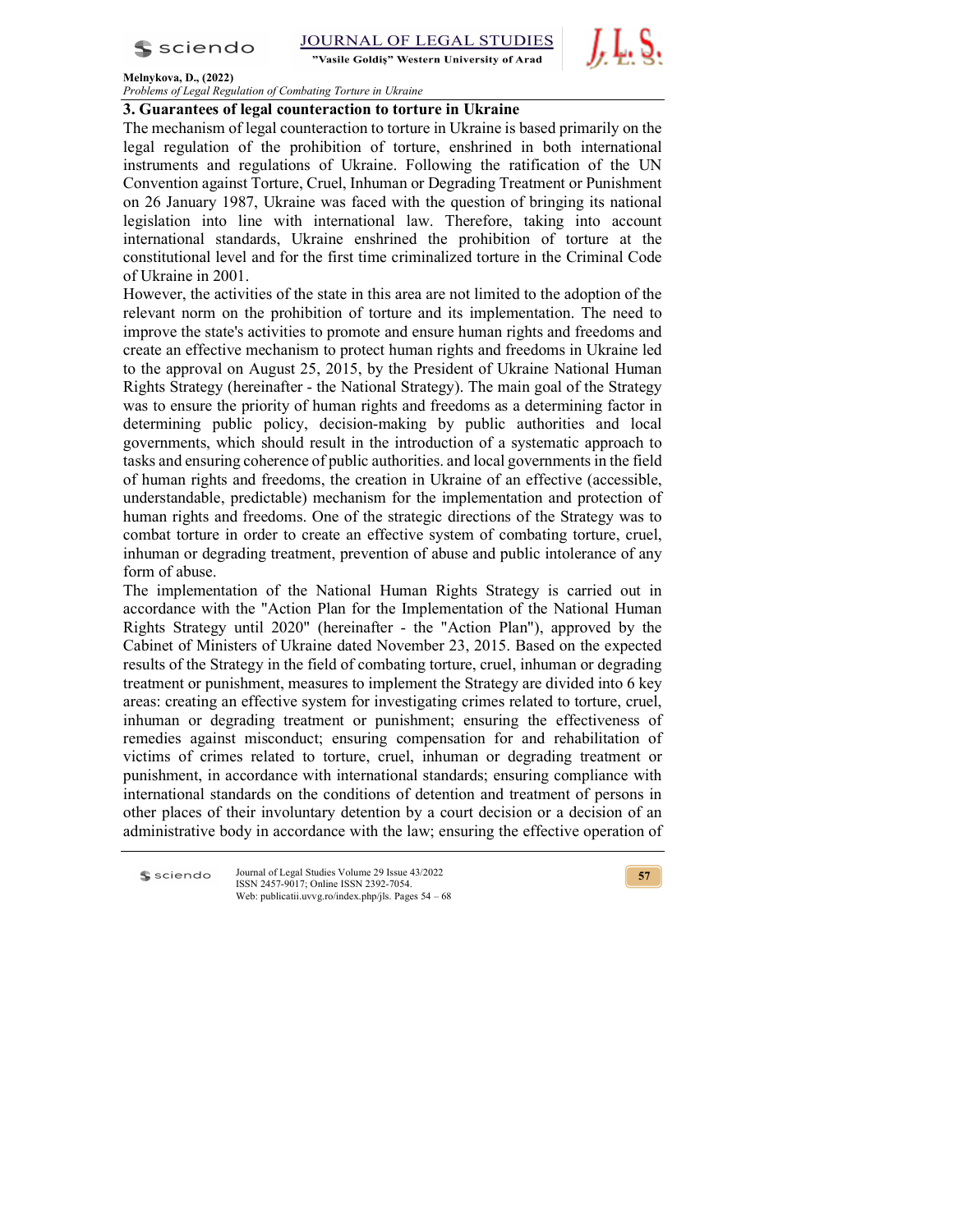### 3. Guarantees of legal counteraction to torture in Ukraine

The mechanism of legal counteraction to torture in Ukraine is based primarily on the legal regulation of the prohibition of torture, enshrined in both international instruments and regulations of Ukraine. Following the ratification of the UN Convention against Torture, Cruel, Inhuman or Degrading Treatment or Punishment on 26 January 1987, Ukraine was faced with the question of bringing its national legislation into line with international law. Therefore, taking into account international standards, Ukraine enshrined the prohibition of torture at the constitutional level and for the first time criminalized torture in the Criminal Code of Ukraine in 2001.

However, the activities of the state in this area are not limited to the adoption of the relevant norm on the prohibition of torture and its implementation. The need to improve the state's activities to promote and ensure human rights and freedoms and create an effective mechanism to protect human rights and freedoms in Ukraine led to the approval on August 25, 2015, by the President of Ukraine National Human Rights Strategy (hereinafter - the National Strategy). The main goal of the Strategy was to ensure the priority of human rights and freedoms as a determining factor in determining public policy, decision-making by public authorities and local governments, which should result in the introduction of a systematic approach to tasks and ensuring coherence of public authorities. and local governments in the field of human rights and freedoms, the creation in Ukraine of an effective (accessible, understandable, predictable) mechanism for the implementation and protection of human rights and freedoms. One of the strategic directions of the Strategy was to combat torture in order to create an effective system of combating torture, cruel, inhuman or degrading treatment, prevention of abuse and public intolerance of any form of abuse.

The implementation of the National Human Rights Strategy is carried out in accordance with the "Action Plan for the Implementation of the National Human Rights Strategy until 2020" (hereinafter - the "Action Plan"), approved by the Cabinet of Ministers of Ukraine dated November 23, 2015. Based on the expected results of the Strategy in the field of combating torture, cruel, inhuman or degrading treatment or punishment, measures to implement the Strategy are divided into 6 key areas: creating an effective system for investigating crimes related to torture, cruel, inhuman or degrading treatment or punishment; ensuring the effectiveness of remedies against misconduct; ensuring compensation for and rehabilitation of victims of crimes related to torture, cruel, inhuman or degrading treatment or punishment, in accordance with international standards; ensuring compliance with international standards on the conditions of detention and treatment of persons in other places of their involuntary detention by a court decision or a decision of an administrative body in accordance with the law; ensuring the effective operation of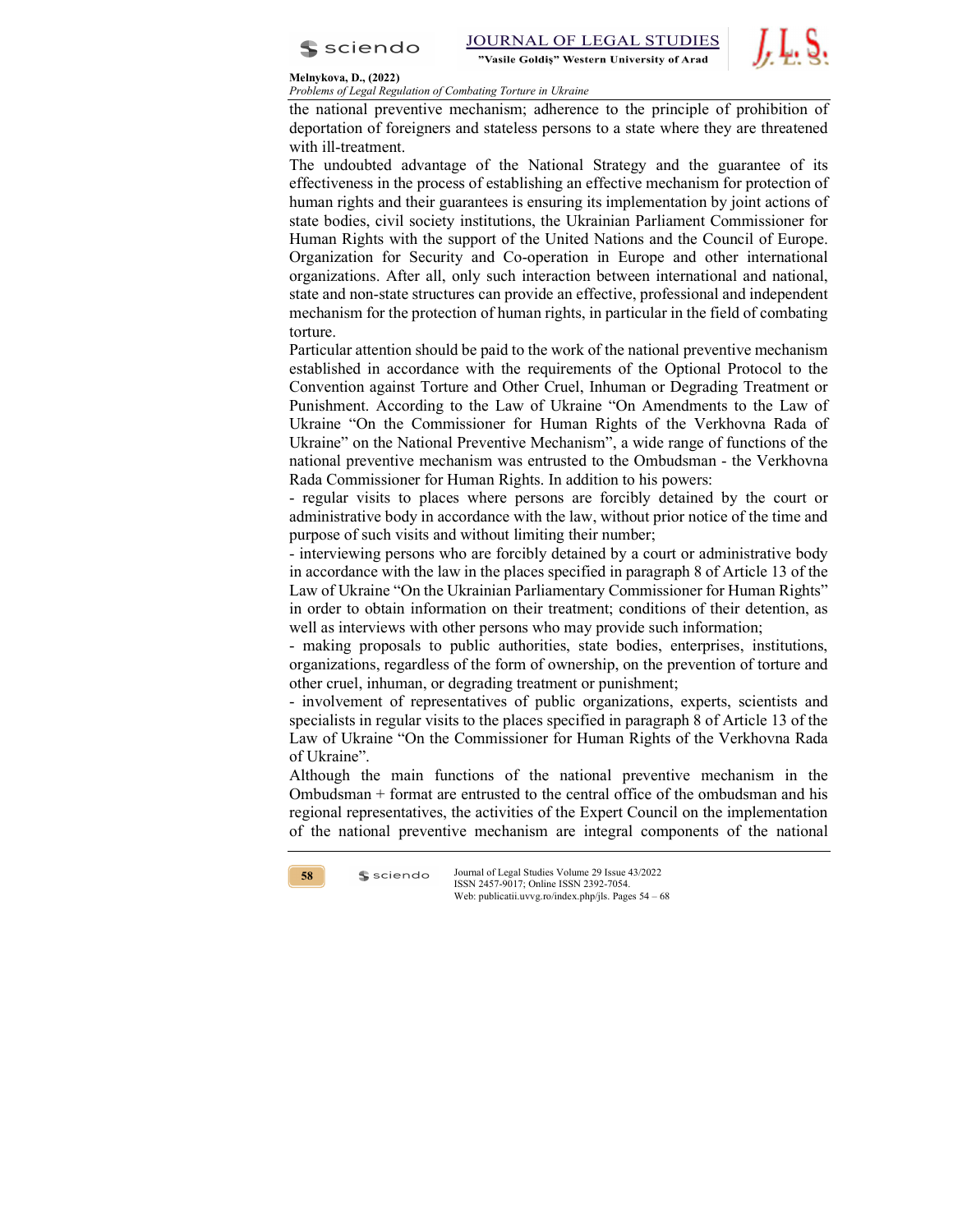the national preventive mechanism; adherence to the principle of prohibition of deportation of foreigners and stateless persons to a state where they are threatened with ill-treatment.

The undoubted advantage of the National Strategy and the guarantee of its effectiveness in the process of establishing an effective mechanism for protection of human rights and their guarantees is ensuring its implementation by joint actions of state bodies, civil society institutions, the Ukrainian Parliament Commissioner for Human Rights with the support of the United Nations and the Council of Europe. Organization for Security and Co-operation in Europe and other international organizations. After all, only such interaction between international and national, state and non-state structures can provide an effective, professional and independent mechanism for the protection of human rights, in particular in the field of combating torture.

Particular attention should be paid to the work of the national preventive mechanism established in accordance with the requirements of the Optional Protocol to the Convention against Torture and Other Cruel, Inhuman or Degrading Treatment or Punishment. According to the Law of Ukraine "On Amendments to the Law of Ukraine "On the Commissioner for Human Rights of the Verkhovna Rada of Ukraine" on the National Preventive Mechanism", a wide range of functions of the national preventive mechanism was entrusted to the Ombudsman - the Verkhovna Rada Commissioner for Human Rights. In addition to his powers:

- regular visits to places where persons are forcibly detained by the court or administrative body in accordance with the law, without prior notice of the time and purpose of such visits and without limiting their number;
- interviewing persons who are forcibly detained by a court or administrative body in accordance with the law in the places specified in paragraph 8 of Article 13 of the Law of Ukraine "On the Ukrainian Parliamentary Commissioner for Human Rights" in order to obtain information on their treatment; conditions of their detention, as well as interviews with other persons who may provide such information;
- making proposals to public authorities, state bodies, enterprises, institutions, organizations, regardless of the form of ownership, on the prevention of torture and other cruel, inhuman, or degrading treatment or punishment;
- involvement of representatives of public organizations, experts, scientists and specialists in regular visits to the places specified in paragraph 8 of Article 13 of the Law of Ukraine "On the Commissioner for Human Rights of the Verkhovna Rada of Ukraine".

Although the main functions of the national preventive mechanism in the Ombudsman + format are entrusted to the central office of the ombudsman and his regional representatives, the activities of the Expert Council on the implementation of the national preventive mechanism are integral components of the national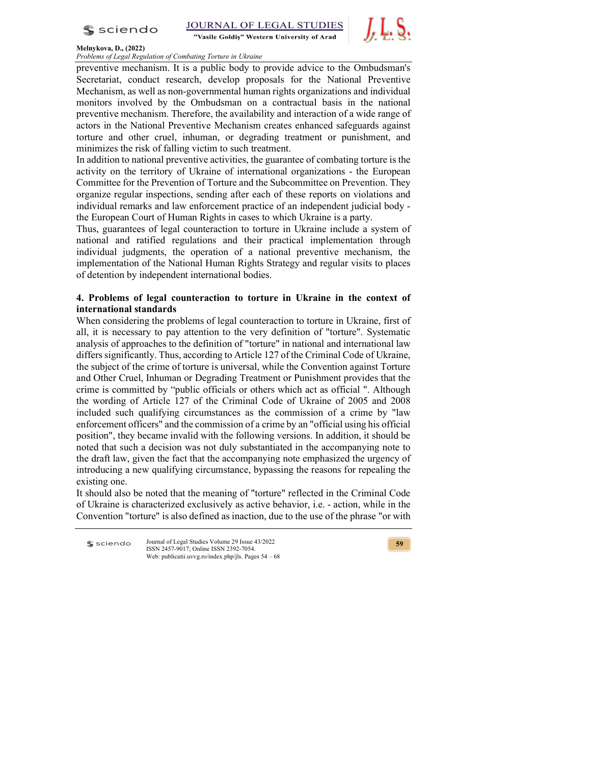preventive mechanism. It is a public body to provide advice to the Ombudsman's Secretariat, conduct research, develop proposals for the National Preventive Mechanism, as well as non-governmental human rights organizations and individual monitors involved by the Ombudsman on a contractual basis in the national preventive mechanism. Therefore, the availability and interaction of a wide range of actors in the National Preventive Mechanism creates enhanced safeguards against torture and other cruel, inhuman, or degrading treatment or punishment, and minimizes the risk of falling victim to such treatment.

In addition to national preventive activities, the guarantee of combating torture is the activity on the territory of Ukraine of international organizations - the European Committee for the Prevention of Torture and the Subcommittee on Prevention. They organize regular inspections, sending after each of these reports on violations and individual remarks and law enforcement practice of an independent judicial body - the European Court of Human Rights in cases to which Ukraine is a party.

Thus, guarantees of legal counteraction to torture in Ukraine include a system of national and ratified regulations and their practical implementation through individual judgments, the operation of a national preventive mechanism, the implementation of the National Human Rights Strategy and regular visits to places of detention by independent international bodies.

## 4. Problems of legal counteraction to torture in Ukraine in the context of international standards

When considering the problems of legal counteraction to torture in Ukraine, first of all, it is necessary to pay attention to the very definition of "torture". Systematic analysis of approaches to the definition of "torture" in national and international law differs significantly. Thus, according to Article 127 of the Criminal Code of Ukraine, the subject of the crime of torture is universal, while the Convention against Torture and Other Cruel, Inhuman or Degrading Treatment or Punishment provides that the crime is committed by "public officials or others which act as official ". Although the wording of Article 127 of the Criminal Code of Ukraine of 2005 and 2008 included such qualifying circumstances as the commission of a crime by "law enforcement officers" and the commission of a crime by an "official using his official position", they became invalid with the following versions. In addition, it should be noted that such a decision was not duly substantiated in the accompanying note to the draft law, given the fact that the accompanying note emphasized the urgency of introducing a new qualifying circumstance, bypassing the reasons for repealing the existing one.

It should also be noted that the meaning of "torture" reflected in the Criminal Code of Ukraine is characterized exclusively as active behavior, i.e. - action, while in the Convention "torture" is also defined as inaction, due to the use of the phrase "or with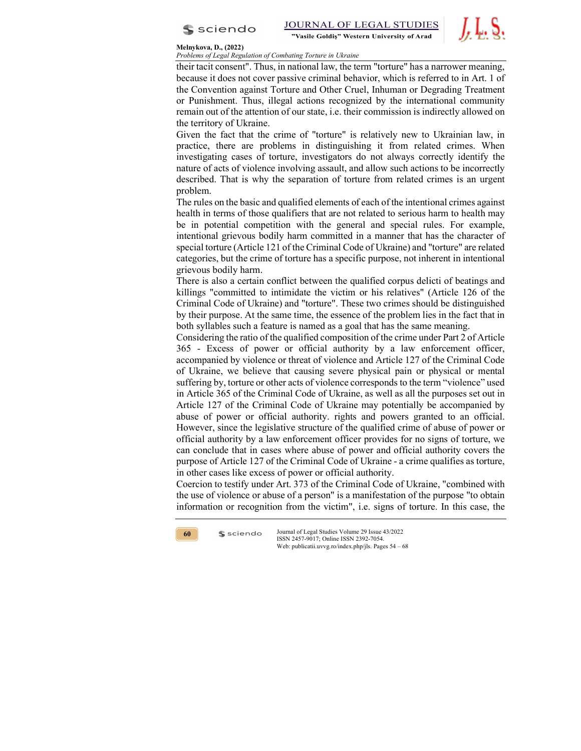their tacit consent". Thus, in national law, the term "torture" has a narrower meaning, because it does not cover passive criminal behavior, which is referred to in Art. 1 of the Convention against Torture and Other Cruel, Inhuman or Degrading Treatment or Punishment. Thus, illegal actions recognized by the international community remain out of the attention of our state, i.e. their commission is indirectly allowed on the territory of Ukraine.

Given the fact that the crime of "torture" is relatively new to Ukrainian law, in practice, there are problems in distinguishing it from related crimes. When investigating cases of torture, investigators do not always correctly identify the nature of acts of violence involving assault, and allow such actions to be incorrectly described. That is why the separation of torture from related crimes is an urgent problem.

The rules on the basic and qualified elements of each of the intentional crimes against health in terms of those qualifiers that are not related to serious harm to health may be in potential competition with the general and special rules. For example, intentional grievous bodily harm committed in a manner that has the character of special torture (Article 121 of the Criminal Code of Ukraine) and "torture" are related categories, but the crime of torture has a specific purpose, not inherent in intentional grievous bodily harm.

There is also a certain conflict between the qualified corpus delicti of beatings and killings "committed to intimidate the victim or his relatives" (Article 126 of the Criminal Code of Ukraine) and "torture". These two crimes should be distinguished by their purpose. At the same time, the essence of the problem lies in the fact that in both syllables such a feature is named as a goal that has the same meaning.

Considering the ratio of the qualified composition of the crime under Part 2 of Article 365 - Excess of power or official authority by a law enforcement officer, accompanied by violence or threat of violence and Article 127 of the Criminal Code of Ukraine, we believe that causing severe physical pain or physical or mental suffering by, torture or other acts of violence corresponds to the term "violence" used in Article 365 of the Criminal Code of Ukraine, as well as all the purposes set out in Article 127 of the Criminal Code of Ukraine may potentially be accompanied by abuse of power or official authority. rights and powers granted to an official. However, since the legislative structure of the qualified crime of abuse of power or official authority by a law enforcement officer provides for no signs of torture, we can conclude that in cases where abuse of power and official authority covers the purpose of Article 127 of the Criminal Code of Ukraine - a crime qualifies as torture, in other cases like excess of power or official authority.

Coercion to testify under Art. 373 of the Criminal Code of Ukraine, "combined with the use of violence or abuse of a person" is a manifestation of the purpose "to obtain information or recognition from the victim", i.e. signs of torture. In this case, the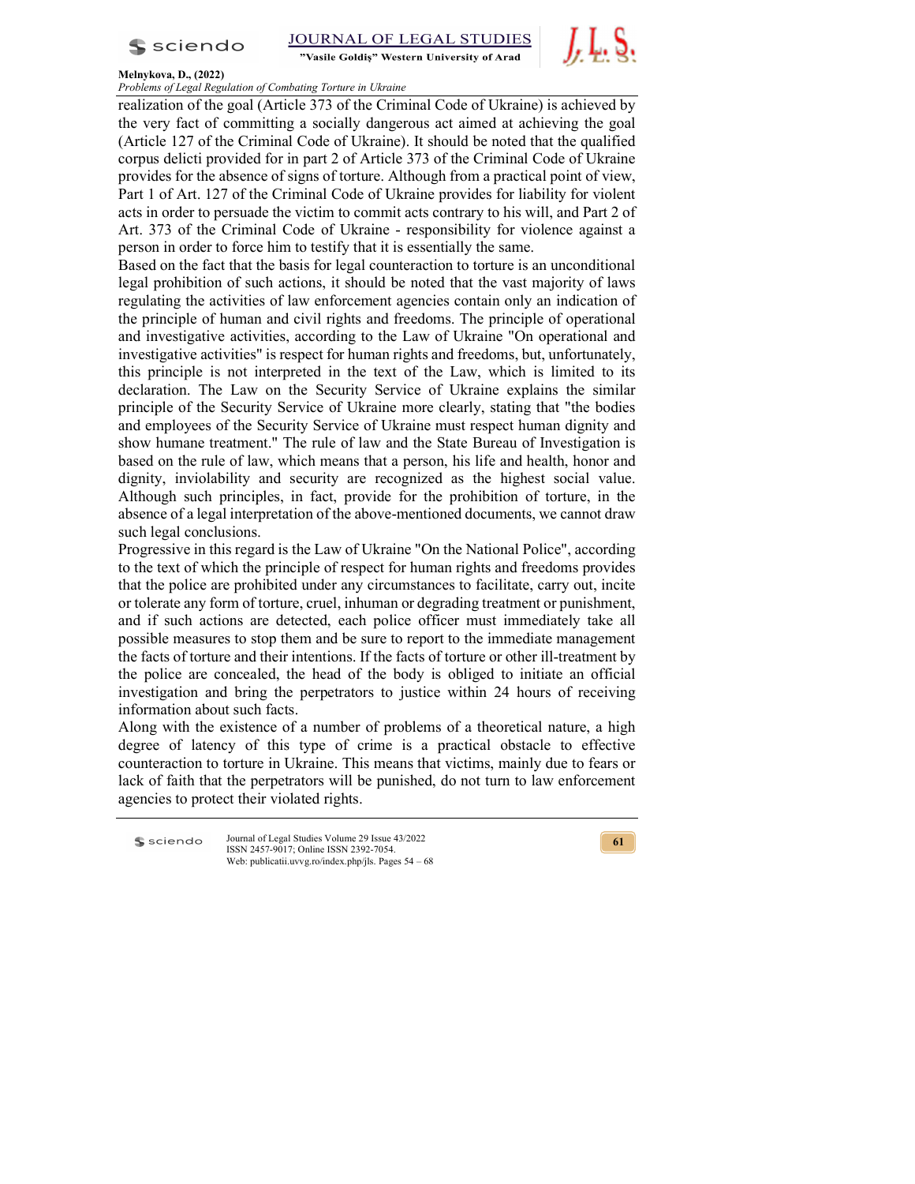realization of the goal (Article 373 of the Criminal Code of Ukraine) is achieved by the very fact of committing a socially dangerous act aimed at achieving the goal (Article 127 of the Criminal Code of Ukraine). It should be noted that the qualified corpus delicti provided for in part 2 of Article 373 of the Criminal Code of Ukraine provides for the absence of signs of torture. Although from a practical point of view, Part 1 of Art. 127 of the Criminal Code of Ukraine provides for liability for violent acts in order to persuade the victim to commit acts contrary to his will, and Part 2 of Art. 373 of the Criminal Code of Ukraine - responsibility for violence against a person in order to force him to testify that it is essentially the same.

Based on the fact that the basis for legal counteraction to torture is an unconditional legal prohibition of such actions, it should be noted that the vast majority of laws regulating the activities of law enforcement agencies contain only an indication of the principle of human and civil rights and freedoms. The principle of operational and investigative activities, according to the Law of Ukraine "On operational and investigative activities" is respect for human rights and freedoms, but, unfortunately, this principle is not interpreted in the text of the Law, which is limited to its declaration. The Law on the Security Service of Ukraine explains the similar principle of the Security Service of Ukraine more clearly, stating that "the bodies and employees of the Security Service of Ukraine must respect human dignity and show humane treatment." The rule of law and the State Bureau of Investigation is based on the rule of law, which means that a person, his life and health, honor and dignity, inviolability and security are recognized as the highest social value. Although such principles, in fact, provide for the prohibition of torture, in the absence of a legal interpretation of the above-mentioned documents, we cannot draw such legal conclusions.

Progressive in this regard is the Law of Ukraine "On the National Police", according to the text of which the principle of respect for human rights and freedoms provides that the police are prohibited under any circumstances to facilitate, carry out, incite or tolerate any form of torture, cruel, inhuman or degrading treatment or punishment, and if such actions are detected, each police officer must immediately take all possible measures to stop them and be sure to report to the immediate management the facts of torture and their intentions. If the facts of torture or other ill-treatment by the police are concealed, the head of the body is obliged to initiate an official investigation and bring the perpetrators to justice within 24 hours of receiving information about such facts.

Along with the existence of a number of problems of a theoretical nature, a high degree of latency of this type of crime is a practical obstacle to effective counteraction to torture in Ukraine. This means that victims, mainly due to fears or lack of faith that the perpetrators will be punished, do not turn to law enforcement agencies to protect their violated rights.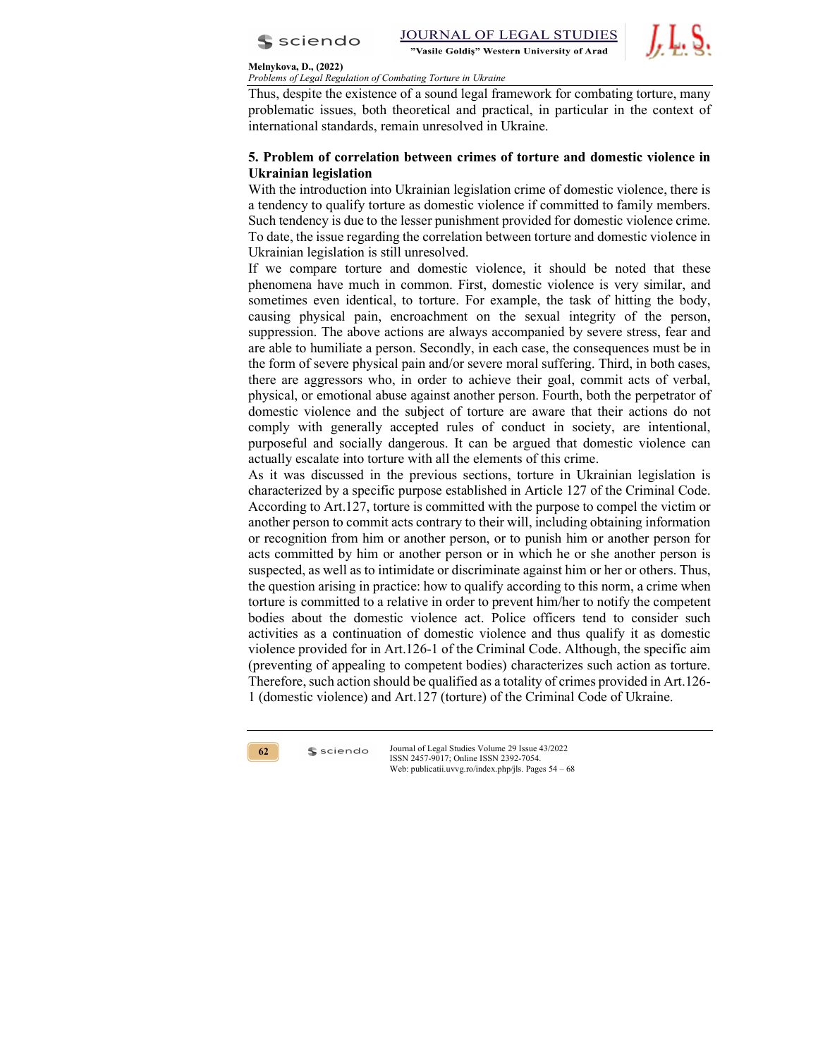Thus, despite the existence of a sound legal framework for combating torture, many problematic issues, both theoretical and practical, in particular in the context of international standards, remain unresolved in Ukraine.

## 5. Problem of correlation between crimes of torture and domestic violence in Ukrainian legislation

With the introduction into Ukrainian legislation crime of domestic violence, there is a tendency to qualify torture as domestic violence if committed to family members. Such tendency is due to the lesser punishment provided for domestic violence crime. To date, the issue regarding the correlation between torture and domestic violence in Ukrainian legislation is still unresolved.

If we compare torture and domestic violence, it should be noted that these phenomena have much in common. First, domestic violence is very similar, and sometimes even identical, to torture. For example, the task of hitting the body, causing physical pain, encroachment on the sexual integrity of the person, suppression. The above actions are always accompanied by severe stress, fear and are able to humiliate a person. Secondly, in each case, the consequences must be in the form of severe physical pain and/or severe moral suffering. Third, in both cases, there are aggressors who, in order to achieve their goal, commit acts of verbal, physical, or emotional abuse against another person. Fourth, both the perpetrator of domestic violence and the subject of torture are aware that their actions do not comply with generally accepted rules of conduct in society, are intentional, purposeful and socially dangerous. It can be argued that domestic violence can actually escalate into torture with all the elements of this crime.

As it was discussed in the previous sections, torture in Ukrainian legislation is characterized by a specific purpose established in Article 127 of the Criminal Code. According to Art.127, torture is committed with the purpose to compel the victim or another person to commit acts contrary to their will, including obtaining information or recognition from him or another person, or to punish him or another person for acts committed by him or another person or in which he or she another person is suspected, as well as to intimidate or discriminate against him or her or others. Thus, the question arising in practice: how to qualify according to this norm, a crime when torture is committed to a relative in order to prevent him/her to notify the competent bodies about the domestic violence act. Police officers tend to consider such activities as a continuation of domestic violence and thus qualify it as domestic violence provided for in Art.126-1 of the Criminal Code. Although, the specific aim (preventing of appealing to competent bodies) characterizes such action as torture. Therefore, such action should be qualified as a totality of crimes provided in Art.126-1 (domestic violence) and Art.127 (torture) of the Criminal Code of Ukraine.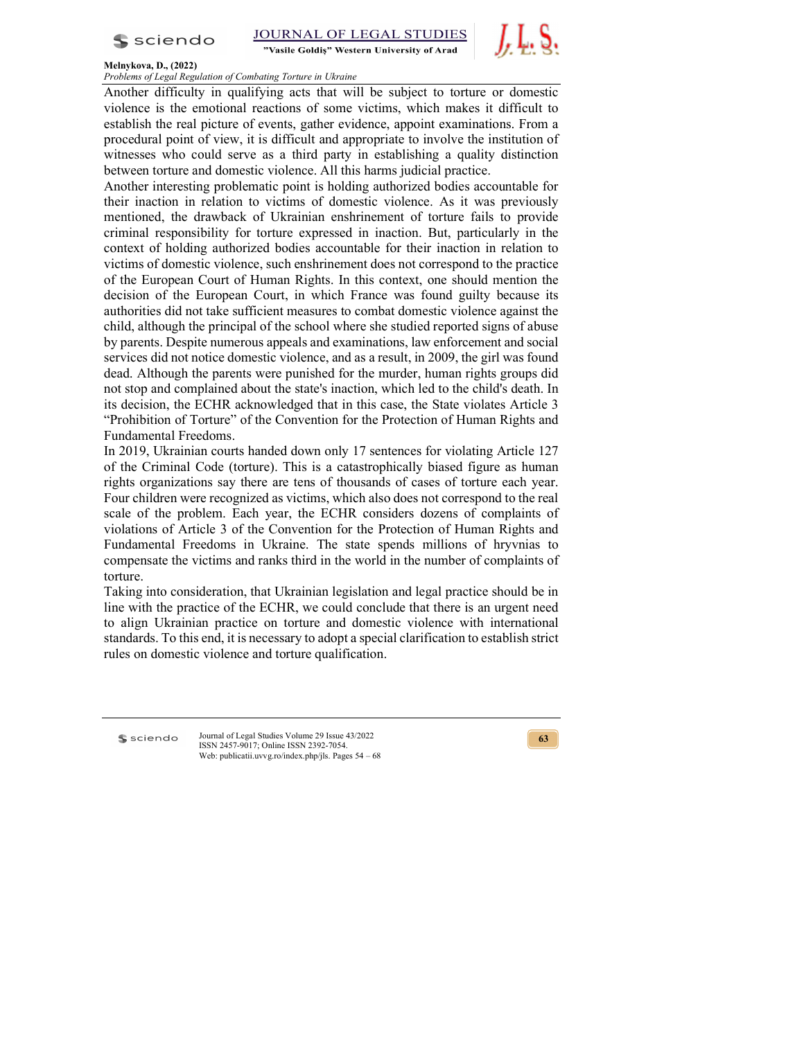Another difficulty in qualifying acts that will be subject to torture or domestic violence is the emotional reactions of some victims, which makes it difficult to establish the real picture of events, gather evidence, appoint examinations. From a procedural point of view, it is difficult and appropriate to involve the institution of witnesses who could serve as a third party in establishing a quality distinction between torture and domestic violence. All this harms judicial practice.

Another interesting problematic point is holding authorized bodies accountable for their inaction in relation to victims of domestic violence. As it was previously mentioned, the drawback of Ukrainian enshrinement of torture fails to provide criminal responsibility for torture expressed in inaction. But, particularly in the context of holding authorized bodies accountable for their inaction in relation to victims of domestic violence, such enshrinement does not correspond to the practice of the European Court of Human Rights. In this context, one should mention the decision of the European Court, in which France was found guilty because its authorities did not take sufficient measures to combat domestic violence against the child, although the principal of the school where she studied reported signs of abuse by parents. Despite numerous appeals and examinations, law enforcement and social services did not notice domestic violence, and as a result, in 2009, the girl was found dead. Although the parents were punished for the murder, human rights groups did not stop and complained about the state's inaction, which led to the child's death. In its decision, the ECHR acknowledged that in this case, the State violates Article 3 "Prohibition of Torture" of the Convention for the Protection of Human Rights and Fundamental Freedoms.

In 2019, Ukrainian courts handed down only 17 sentences for violating Article 127 of the Criminal Code (torture). This is a catastrophically biased figure as human rights organizations say there are tens of thousands of cases of torture each year. Four children were recognized as victims, which also does not correspond to the real scale of the problem. Each year, the ECHR considers dozens of complaints of violations of Article 3 of the Convention for the Protection of Human Rights and Fundamental Freedoms in Ukraine. The state spends millions of hryvnias to compensate the victims and ranks third in the world in the number of complaints of torture.

Taking into consideration, that Ukrainian legislation and legal practice should be in line with the practice of the ECHR, we could conclude that there is an urgent need to align Ukrainian practice on torture and domestic violence with international standards. To this end, it is necessary to adopt a special clarification to establish strict rules on domestic violence and torture qualification.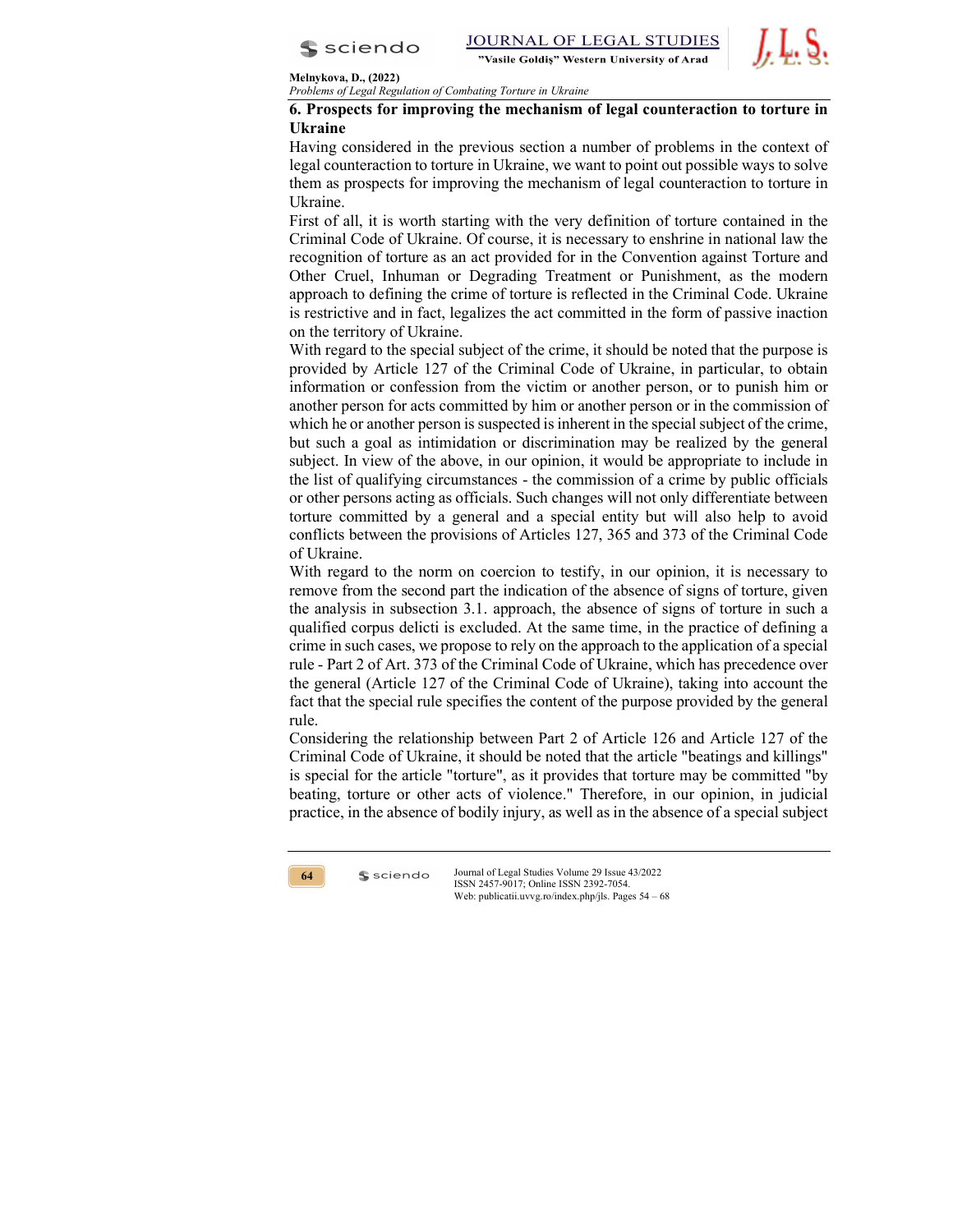## 6. Prospects for improving the mechanism of legal counteraction to torture in Ukraine

Having considered in the previous section a number of problems in the context of legal counteraction to torture in Ukraine, we want to point out possible ways to solve them as prospects for improving the mechanism of legal counteraction to torture in Ukraine.

First of all, it is worth starting with the very definition of torture contained in the Criminal Code of Ukraine. Of course, it is necessary to enshrine in national law the recognition of torture as an act provided for in the Convention against Torture and Other Cruel, Inhuman or Degrading Treatment or Punishment, as the modern approach to defining the crime of torture is reflected in the Criminal Code. Ukraine is restrictive and in fact, legalizes the act committed in the form of passive inaction on the territory of Ukraine.

With regard to the special subject of the crime, it should be noted that the purpose is provided by Article 127 of the Criminal Code of Ukraine, in particular, to obtain information or confession from the victim or another person, or to punish him or another person for acts committed by him or another person or in the commission of which he or another person is suspected is inherent in the special subject of the crime, but such a goal as intimidation or discrimination may be realized by the general subject. In view of the above, in our opinion, it would be appropriate to include in the list of qualifying circumstances - the commission of a crime by public officials or other persons acting as officials. Such changes will not only differentiate between torture committed by a general and a special entity but will also help to avoid conflicts between the provisions of Articles 127, 365 and 373 of the Criminal Code of Ukraine.

With regard to the norm on coercion to testify, in our opinion, it is necessary to remove from the second part the indication of the absence of signs of torture, given the analysis in subsection 3.1. approach, the absence of signs of torture in such a qualified corpus delicti is excluded. At the same time, in the practice of defining a crime in such cases, we propose to rely on the approach to the application of a special rule - Part 2 of Art. 373 of the Criminal Code of Ukraine, which has precedence over the general (Article 127 of the Criminal Code of Ukraine), taking into account the fact that the special rule specifies the content of the purpose provided by the general rule.

Considering the relationship between Part 2 of Article 126 and Article 127 of the Criminal Code of Ukraine, it should be noted that the article "beatings and killings" is special for the article "torture", as it provides that torture may be committed "by beating, torture or other acts of violence." Therefore, in our opinion, in judicial practice, in the absence of bodily injury, as well as in the absence of a special subject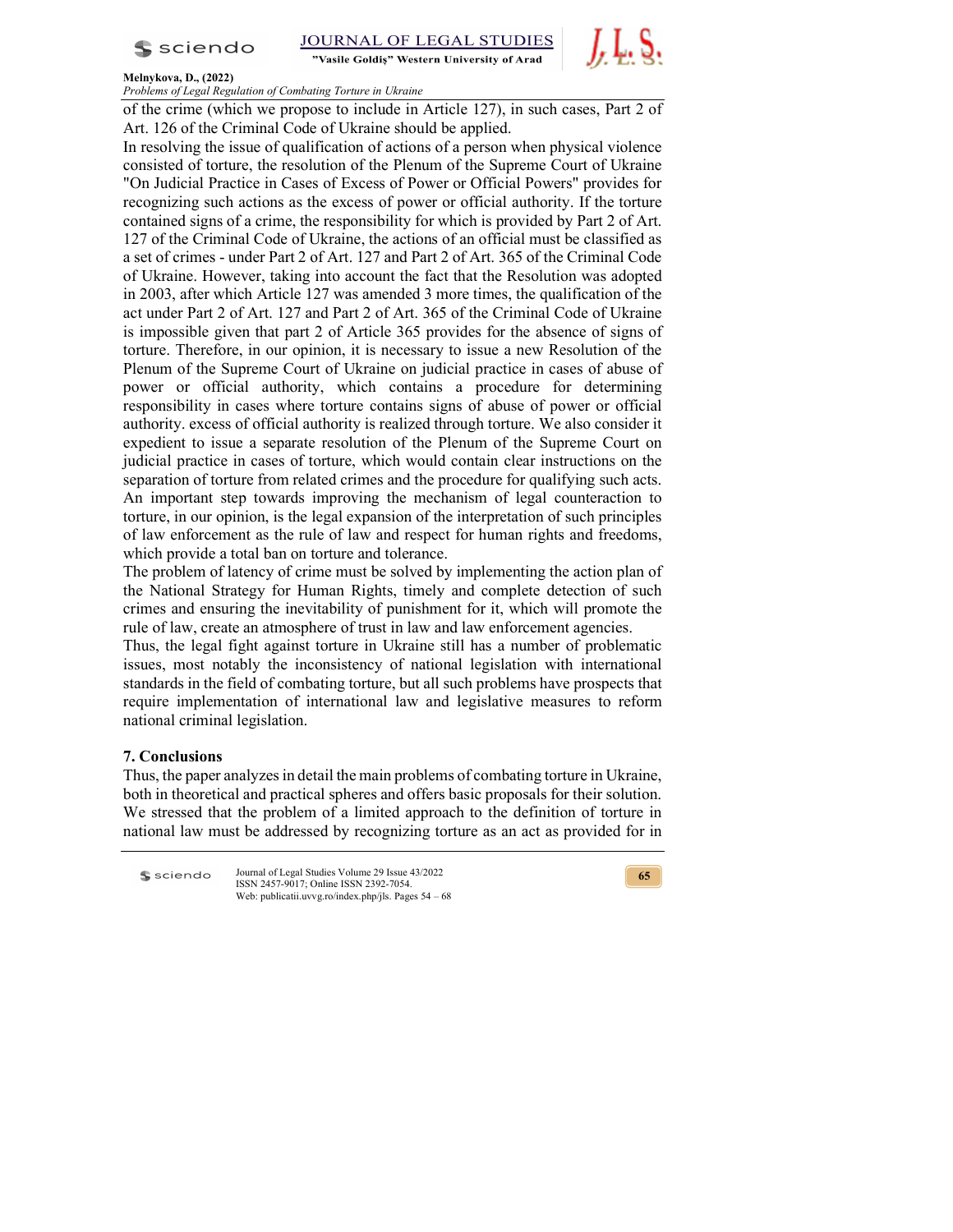of the crime (which we propose to include in Article 127), in such cases, Part 2 of Art. 126 of the Criminal Code of Ukraine should be applied.

In resolving the issue of qualification of actions of a person when physical violence consisted of torture, the resolution of the Plenum of the Supreme Court of Ukraine "On Judicial Practice in Cases of Excess of Power or Official Powers" provides for recognizing such actions as the excess of power or official authority. If the torture contained signs of a crime, the responsibility for which is provided by Part 2 of Art. 127 of the Criminal Code of Ukraine, the actions of an official must be classified as a set of crimes - under Part 2 of Art. 127 and Part 2 of Art. 365 of the Criminal Code of Ukraine. However, taking into account the fact that the Resolution was adopted in 2003, after which Article 127 was amended 3 more times, the qualification of the act under Part 2 of Art. 127 and Part 2 of Art. 365 of the Criminal Code of Ukraine is impossible given that part 2 of Article 365 provides for the absence of signs of torture. Therefore, in our opinion, it is necessary to issue a new Resolution of the Plenum of the Supreme Court of Ukraine on judicial practice in cases of abuse of power or official authority, which contains a procedure for determining responsibility in cases where torture contains signs of abuse of power or official authority. excess of official authority is realized through torture. We also consider it expedient to issue a separate resolution of the Plenum of the Supreme Court on judicial practice in cases of torture, which would contain clear instructions on the separation of torture from related crimes and the procedure for qualifying such acts.

An important step towards improving the mechanism of legal counteraction to torture, in our opinion, is the legal expansion of the interpretation of such principles of law enforcement as the rule of law and respect for human rights and freedoms, which provide a total ban on torture and tolerance.

The problem of latency of crime must be solved by implementing the action plan of the National Strategy for Human Rights, timely and complete detection of such crimes and ensuring the inevitability of punishment for it, which will promote the rule of law, create an atmosphere of trust in law and law enforcement agencies.

Thus, the legal fight against torture in Ukraine still has a number of problematic issues, most notably the inconsistency of national legislation with international standards in the field of combating torture, but all such problems have prospects that require implementation of international law and legislative measures to reform national criminal legislation.

## 7. Conclusions

Thus, the paper analyzes in detail the main problems of combating torture in Ukraine, both in theoretical and practical spheres and offers basic proposals for their solution. We stressed that the problem of a limited approach to the definition of torture in national law must be addressed by recognizing torture as an act as provided for in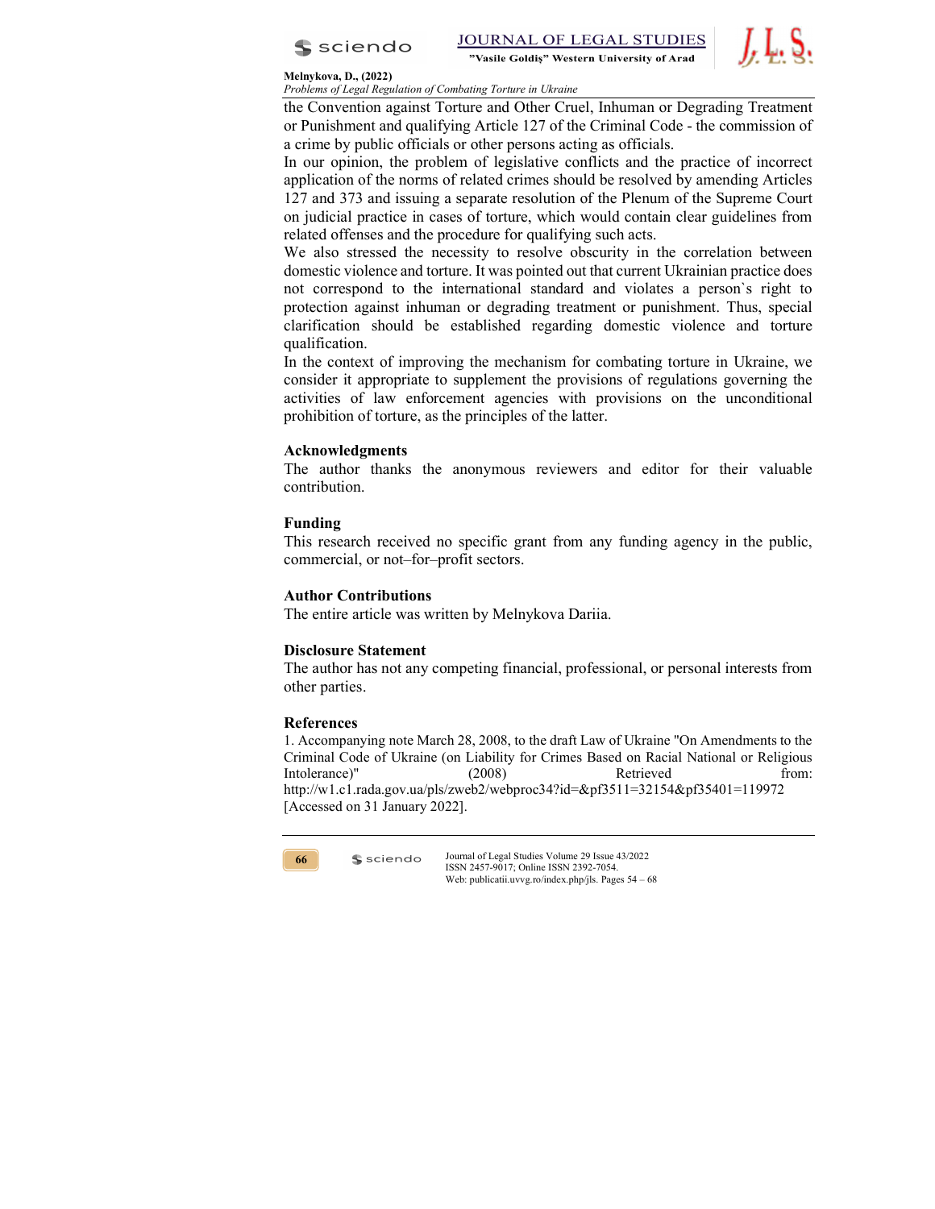the Convention against Torture and Other Cruel, Inhuman or Degrading Treatment or Punishment and qualifying Article 127 of the Criminal Code - the commission of a crime by public officials or other persons acting as officials.

In our opinion, the problem of legislative conflicts and the practice of incorrect application of the norms of related crimes should be resolved by amending Articles 127 and 373 and issuing a separate resolution of the Plenum of the Supreme Court on judicial practice in cases of torture, which would contain clear guidelines from related offenses and the procedure for qualifying such acts.

We also stressed the necessity to resolve obscurity in the correlation between domestic violence and torture. It was pointed out that current Ukrainian practice does not correspond to the international standard and violates a person`s right to protection against inhuman or degrading treatment or punishment. Thus, special clarification should be established regarding domestic violence and torture qualification.

In the context of improving the mechanism for combating torture in Ukraine, we consider it appropriate to supplement the provisions of regulations governing the activities of law enforcement agencies with provisions on the unconditional prohibition of torture, as the principles of the latter.

## Acknowledgments

The author thanks the anonymous reviewers and editor for their valuable contribution.

## Funding

This research received no specific grant from any funding agency in the public, commercial, or not–for–profit sectors.

## Author Contributions

The entire article was written by Melnykova Dariia.

## Disclosure Statement

The author has not any competing financial, professional, or personal interests from other parties.

## References

1. Accompanying note March 28, 2008, to the draft Law of Ukraine "On Amendments to the Criminal Code of Ukraine (on Liability for Crimes Based on Racial National or Religious Intolerance)" (2008) Retrieved from: http://w1.c1.rada.gov.ua/pls/zweb2/webproc34?id=&pf3511=32154&pf35401=119972 [Accessed on 31 January 2022].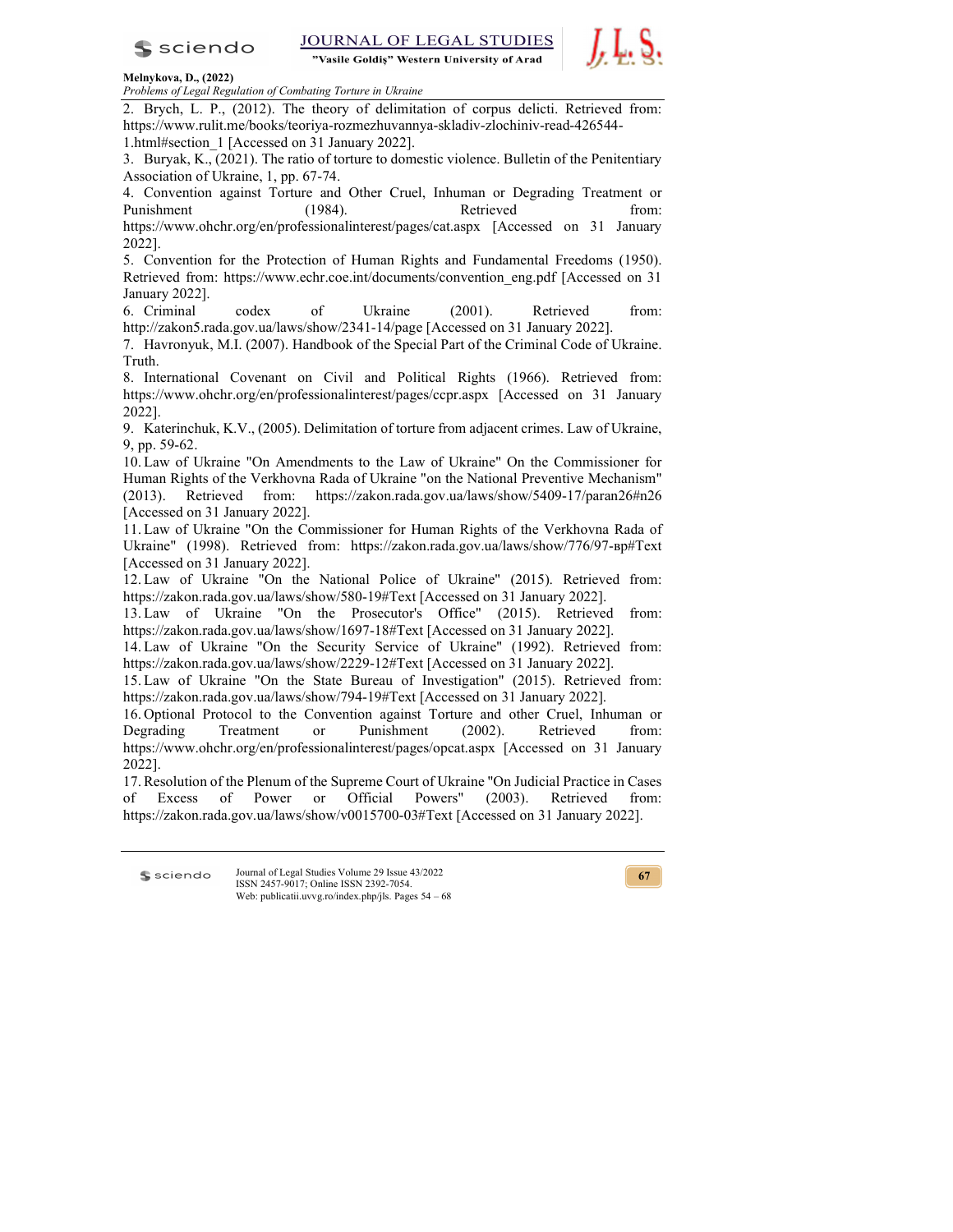2. Brych, L. P., (2012). The theory of delimitation of corpus delicti. Retrieved from: https://www.rulit.me/books/teoriya-rozmezhuvannya-skladiv-zlochiniv-read-426544-1.html#section_1 [Accessed on 31 January 2022].

3. Buryak, K., (2021). The ratio of torture to domestic violence. Bulletin of the Penitentiary Association of Ukraine, 1, pp. 67-74.

4. Convention against Torture and Other Cruel, Inhuman or Degrading Treatment or Punishment (1984). Retrieved from: https://www.ohchr.org/en/professionalinterest/pages/cat.aspx [Accessed on 31 January 2022].

5. Convention for the Protection of Human Rights and Fundamental Freedoms (1950). Retrieved from: https://www.echr.coe.int/documents/convention_eng.pdf [Accessed on 31 January 2022].

6. Criminal codex of Ukraine (2001). Retrieved from: http://zakon5.rada.gov.ua/laws/show/2341-14/page [Accessed on 31 January 2022].

7. Havronyuk, M.I. (2007). Handbook of the Special Part of the Criminal Code of Ukraine. Truth.

8. International Covenant on Civil and Political Rights (1966). Retrieved from: https://www.ohchr.org/en/professionalinterest/pages/ccpr.aspx [Accessed on 31 January 2022].

9. Katerinchuk, K.V., (2005). Delimitation of torture from adjacent crimes. Law of Ukraine, 9, pp. 59-62.

10. Law of Ukraine "On Amendments to the Law of Ukraine" On the Commissioner for Human Rights of the Verkhovna Rada of Ukraine "on the National Preventive Mechanism" (2013). Retrieved from: https://zakon.rada.gov.ua/laws/show/5409-17/paran26#n26 [Accessed on 31 January 2022].

11. Law of Ukraine "On the Commissioner for Human Rights of the Verkhovna Rada of Ukraine" (1998). Retrieved from: https://zakon.rada.gov.ua/laws/show/776/97-вр#Text [Accessed on 31 January 2022].

12. Law of Ukraine "On the National Police of Ukraine" (2015). Retrieved from: https://zakon.rada.gov.ua/laws/show/580-19#Text [Accessed on 31 January 2022].

13. Law of Ukraine "On the Prosecutor's Office" (2015). Retrieved from: https://zakon.rada.gov.ua/laws/show/1697-18#Text [Accessed on 31 January 2022].

14. Law of Ukraine "On the Security Service of Ukraine" (1992). Retrieved from: https://zakon.rada.gov.ua/laws/show/2229-12#Text [Accessed on 31 January 2022].

15. Law of Ukraine "On the State Bureau of Investigation" (2015). Retrieved from: https://zakon.rada.gov.ua/laws/show/794-19#Text [Accessed on 31 January 2022].

16. Optional Protocol to the Convention against Torture and other Cruel, Inhuman or Degrading Treatment or Punishment (2002). Retrieved from: https://www.ohchr.org/en/professionalinterest/pages/opcat.aspx [Accessed on 31 January 2022].

17. Resolution of the Plenum of the Supreme Court of Ukraine "On Judicial Practice in Cases of Excess of Power or Official Powers" (2003). Retrieved from: https://zakon.rada.gov.ua/laws/show/v0015700-03#Text [Accessed on 31 January 2022].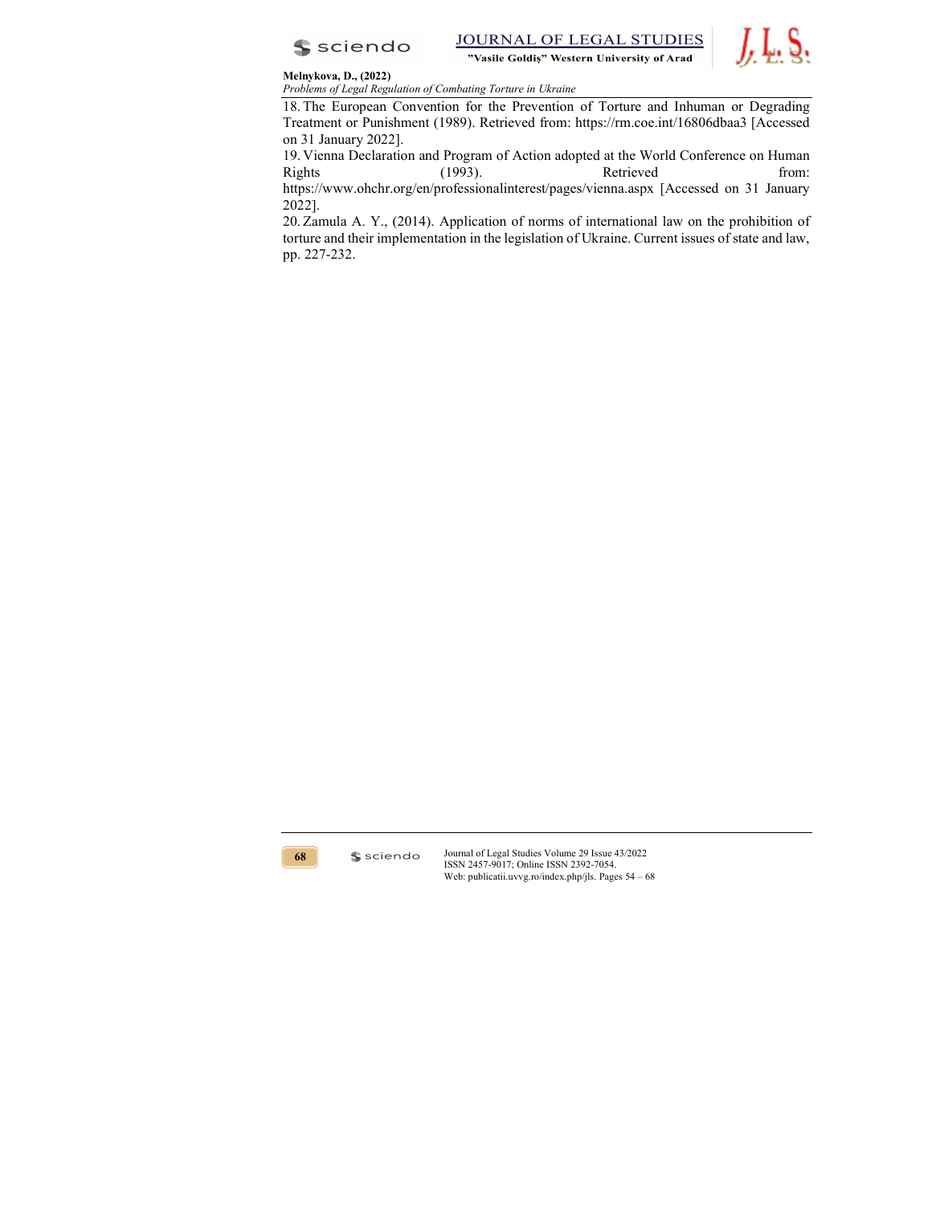18. The European Convention for the Prevention of Torture and Inhuman or Degrading Treatment or Punishment (1989). Retrieved from: https://rm.coe.int/16806dbaa3 [Accessed on 31 January 2022].

19. Vienna Declaration and Program of Action adopted at the World Conference on Human Rights (1993). Retrieved from: https://www.ohchr.org/en/professionalinterest/pages/vienna.aspx [Accessed on 31 January 2022].

20. Zamula A. Y., (2014). Application of norms of international law on the prohibition of torture and their implementation in the legislation of Ukraine. Current issues of state and law, pp. 227-232.